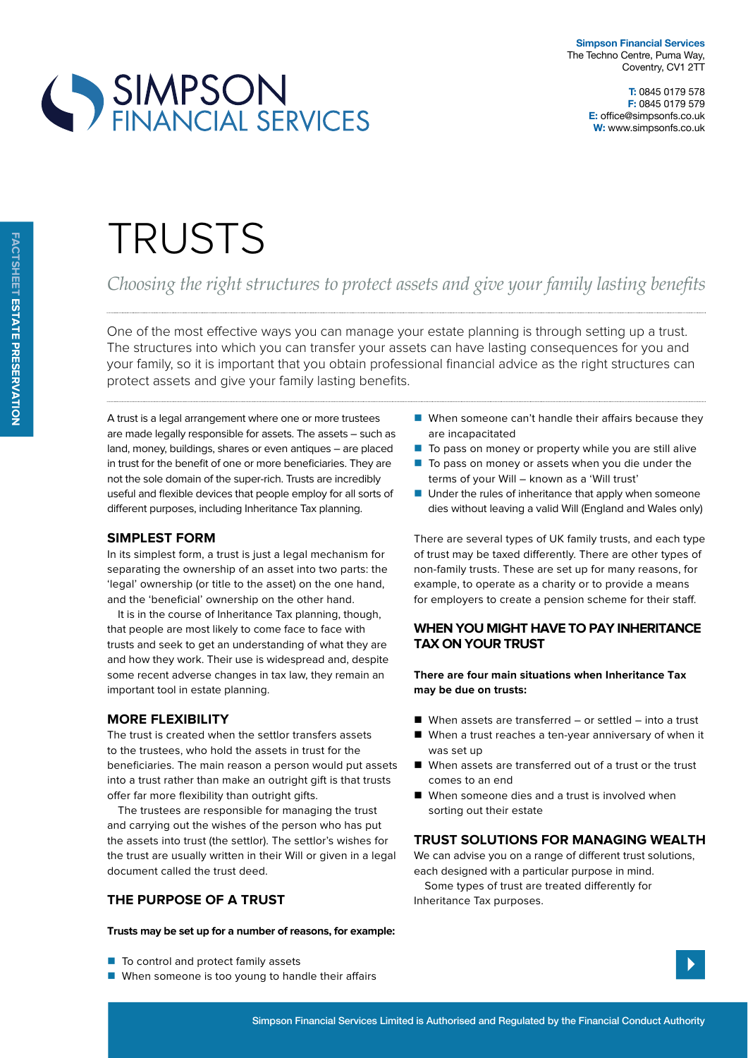**Simpson Financial Services**
The Techno Centre, Puma Way,
Coventry, CV1 2TT

**T:** 0845 0179 578
**F:** 0845 0179 579
**E:** office@simpsonsfs.co.uk
**W:** www.simpsonfs.co.uk

FACTSHEET **ESTATE PRESERVATION**

# TRUSTS

*Choosing the right structures to protect assets and give your family lasting benefits*

One of the most effective ways you can manage your estate planning is through setting up a trust. The structures into which you can transfer your assets can have lasting consequences for you and your family, so it is important that you obtain professional financial advice as the right structures can protect assets and give your family lasting benefits.

A trust is a legal arrangement where one or more trustees are made legally responsible for assets. The assets – such as land, money, buildings, shares or even antiques – are placed in trust for the benefit of one or more beneficiaries. They are not the sole domain of the super-rich. Trusts are incredibly useful and flexible devices that people employ for all sorts of different purposes, including Inheritance Tax planning.

## SIMPLEST FORM

In its simplest form, a trust is just a legal mechanism for separating the ownership of an asset into two parts: the 'legal' ownership (or title to the asset) on the one hand, and the 'beneficial' ownership on the other hand.

It is in the course of Inheritance Tax planning, though, that people are most likely to come face to face with trusts and seek to get an understanding of what they are and how they work. Their use is widespread and, despite some recent adverse changes in tax law, they remain an important tool in estate planning.

## MORE FLEXIBILITY

The trust is created when the settlor transfers assets to the trustees, who hold the assets in trust for the beneficiaries. The main reason a person would put assets into a trust rather than make an outright gift is that trusts offer far more flexibility than outright gifts.

The trustees are responsible for managing the trust and carrying out the wishes of the person who has put the assets into trust (the settlor). The settlor's wishes for the trust are usually written in their Will or given in a legal document called the trust deed.

## THE PURPOSE OF A TRUST

**Trusts may be set up for a number of reasons, for example:**

- To control and protect family assets
- When someone is too young to handle their affairs
- When someone can't handle their affairs because they are incapacitated
- To pass on money or property while you are still alive
- To pass on money or assets when you die under the terms of your Will – known as a 'Will trust'
- Under the rules of inheritance that apply when someone dies without leaving a valid Will (England and Wales only)

There are several types of UK family trusts, and each type of trust may be taxed differently. There are other types of non-family trusts. These are set up for many reasons, for example, to operate as a charity or to provide a means for employers to create a pension scheme for their staff.

## WHEN YOU MIGHT HAVE TO PAY INHERITANCE TAX ON YOUR TRUST

**There are four main situations when Inheritance Tax may be due on trusts:**

- When assets are transferred – or settled – into a trust
- When a trust reaches a ten-year anniversary of when it was set up
- When assets are transferred out of a trust or the trust comes to an end
- When someone dies and a trust is involved when sorting out their estate

## TRUST SOLUTIONS FOR MANAGING WEALTH

We can advise you on a range of different trust solutions, each designed with a particular purpose in mind.

Some types of trust are treated differently for Inheritance Tax purposes.

Simpson Financial Services Limited is Authorised and Regulated by the Financial Conduct Authority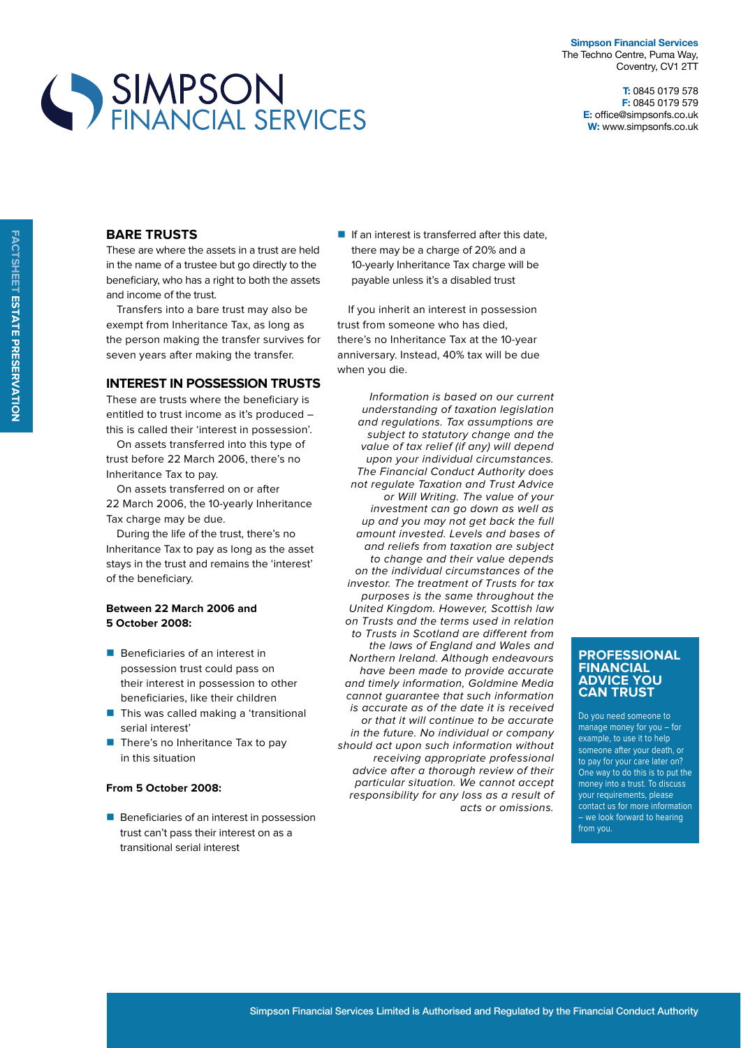**Simpson Financial Services**
The Techno Centre, Puma Way,
Coventry, CV1 2TT

**T:** 0845 0179 578
**F:** 0845 0179 579
**E:** office@simpsonsfs.co.uk
**W:** www.simpsonfs.co.uk

FACTSHEET **ESTATE PRESERVATION**

## BARE TRUSTS

These are where the assets in a trust are held in the name of a trustee but go directly to the beneficiary, who has a right to both the assets and income of the trust.

Transfers into a bare trust may also be exempt from Inheritance Tax, as long as the person making the transfer survives for seven years after making the transfer.

## INTEREST IN POSSESSION TRUSTS

These are trusts where the beneficiary is entitled to trust income as it's produced – this is called their 'interest in possession'.

On assets transferred into this type of trust before 22 March 2006, there's no Inheritance Tax to pay.

On assets transferred on or after 22 March 2006, the 10-yearly Inheritance Tax charge may be due.

During the life of the trust, there's no Inheritance Tax to pay as long as the asset stays in the trust and remains the 'interest' of the beneficiary.

**Between 22 March 2006 and 5 October 2008:**

- Beneficiaries of an interest in possession trust could pass on their interest in possession to other beneficiaries, like their children
- This was called making a 'transitional serial interest'
- There's no Inheritance Tax to pay in this situation

**From 5 October 2008:**

- Beneficiaries of an interest in possession trust can't pass their interest on as a transitional serial interest
- If an interest is transferred after this date, there may be a charge of 20% and a 10-yearly Inheritance Tax charge will be payable unless it's a disabled trust

If you inherit an interest in possession trust from someone who has died, there's no Inheritance Tax at the 10-year anniversary. Instead, 40% tax will be due when you die.

*Information is based on our current understanding of taxation legislation and regulations. Tax assumptions are subject to statutory change and the value of tax relief (if any) will depend upon your individual circumstances. The Financial Conduct Authority does not regulate Taxation and Trust Advice or Will Writing. The value of your investment can go down as well as up and you may not get back the full amount invested. Levels and bases of and reliefs from taxation are subject to change and their value depends on the individual circumstances of the investor. The treatment of Trusts for tax purposes is the same throughout the United Kingdom. However, Scottish law on Trusts and the terms used in relation to Trusts in Scotland are different from the laws of England and Wales and Northern Ireland. Although endeavours have been made to provide accurate and timely information, Goldmine Media cannot guarantee that such information is accurate as of the date it is received or that it will continue to be accurate in the future. No individual or company should act upon such information without receiving appropriate professional advice after a thorough review of their particular situation. We cannot accept responsibility for any loss as a result of acts or omissions.*

## PROFESSIONAL FINANCIAL ADVICE YOU CAN TRUST

Do you need someone to manage money for you – for example, to use it to help someone after your death, or to pay for your care later on? One way to do this is to put the money into a trust. To discuss your requirements, please contact us for more information – we look forward to hearing from you.

Simpson Financial Services Limited is Authorised and Regulated by the Financial Conduct Authority